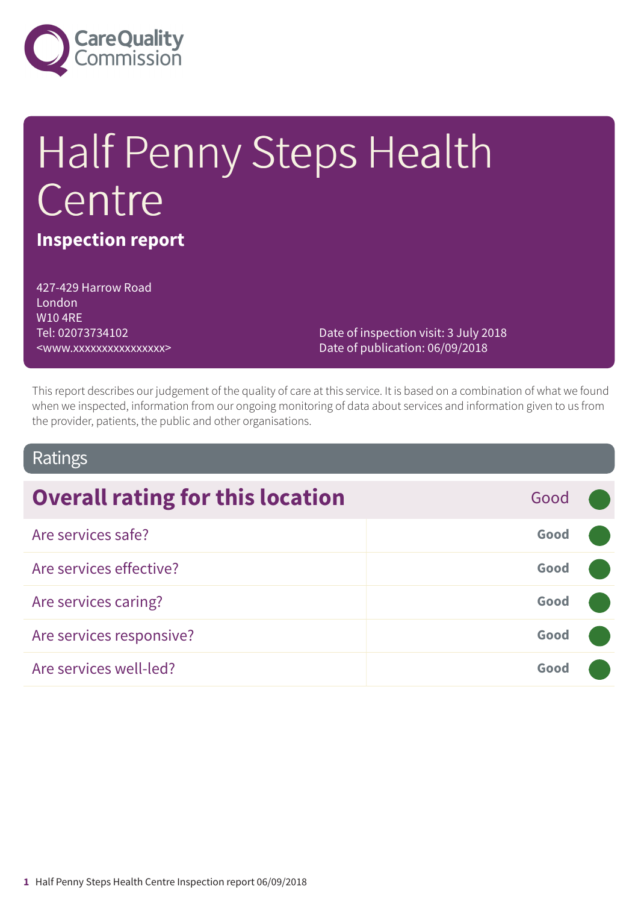Care Quality Commission

# Half Penny Steps Health Centre

**Inspection report**

427-429 Harrow Road
London
W10 4RE
Tel: 02073734102
<www.xxxxxxxxxxxxxxxx>

Date of inspection visit: 3 July 2018
Date of publication: 06/09/2018

This report describes our judgement of the quality of care at this service. It is based on a combination of what we found when we inspected, information from our ongoing monitoring of data about services and information given to us from the provider, patients, the public and other organisations.

## Ratings

| Overall rating for this location | Good |
|---|---|
| Are services safe? | **Good** |
| Are services effective? | **Good** |
| Are services caring? | **Good** |
| Are services responsive? | **Good** |
| Are services well-led? | **Good** |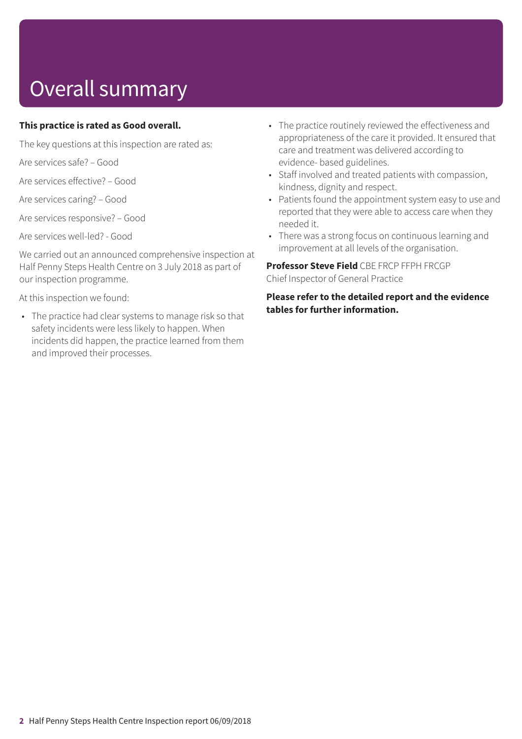# Overall summary

**This practice is rated as Good overall.**

The key questions at this inspection are rated as:

Are services safe? – Good

Are services effective? – Good

Are services caring? – Good

Are services responsive? – Good

Are services well-led? - Good

We carried out an announced comprehensive inspection at Half Penny Steps Health Centre on 3 July 2018 as part of our inspection programme.

At this inspection we found:

- The practice had clear systems to manage risk so that safety incidents were less likely to happen. When incidents did happen, the practice learned from them and improved their processes.
- The practice routinely reviewed the effectiveness and appropriateness of the care it provided. It ensured that care and treatment was delivered according to evidence- based guidelines.
- Staff involved and treated patients with compassion, kindness, dignity and respect.
- Patients found the appointment system easy to use and reported that they were able to access care when they needed it.
- There was a strong focus on continuous learning and improvement at all levels of the organisation.

**Professor Steve Field** CBE FRCP FFPH FRCGP
Chief Inspector of General Practice

**Please refer to the detailed report and the evidence tables for further information.**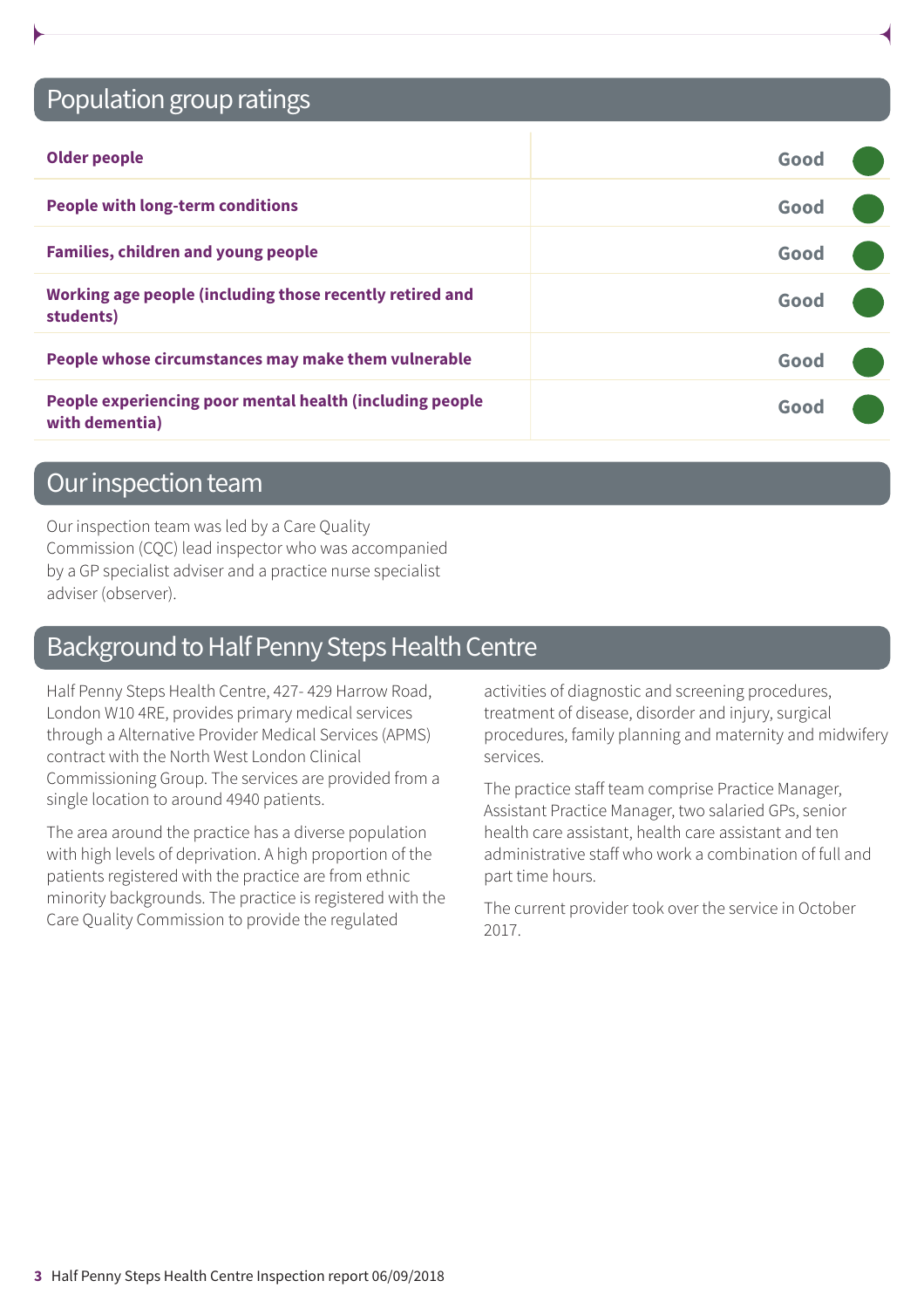## Population group ratings

| | |
|---|---|
| **Older people** | Good |
| **People with long-term conditions** | Good |
| **Families, children and young people** | Good |
| **Working age people (including those recently retired and students)** | Good |
| **People whose circumstances may make them vulnerable** | Good |
| **People experiencing poor mental health (including people with dementia)** | Good |

## Our inspection team

Our inspection team was led by a Care Quality Commission (CQC) lead inspector who was accompanied by a GP specialist adviser and a practice nurse specialist adviser (observer).

## Background to Half Penny Steps Health Centre

Half Penny Steps Health Centre, 427- 429 Harrow Road, London W10 4RE, provides primary medical services through a Alternative Provider Medical Services (APMS) contract with the North West London Clinical Commissioning Group. The services are provided from a single location to around 4940 patients.

The area around the practice has a diverse population with high levels of deprivation. A high proportion of the patients registered with the practice are from ethnic minority backgrounds. The practice is registered with the Care Quality Commission to provide the regulated activities of diagnostic and screening procedures, treatment of disease, disorder and injury, surgical procedures, family planning and maternity and midwifery services.

The practice staff team comprise Practice Manager, Assistant Practice Manager, two salaried GPs, senior health care assistant, health care assistant and ten administrative staff who work a combination of full and part time hours.

The current provider took over the service in October 2017.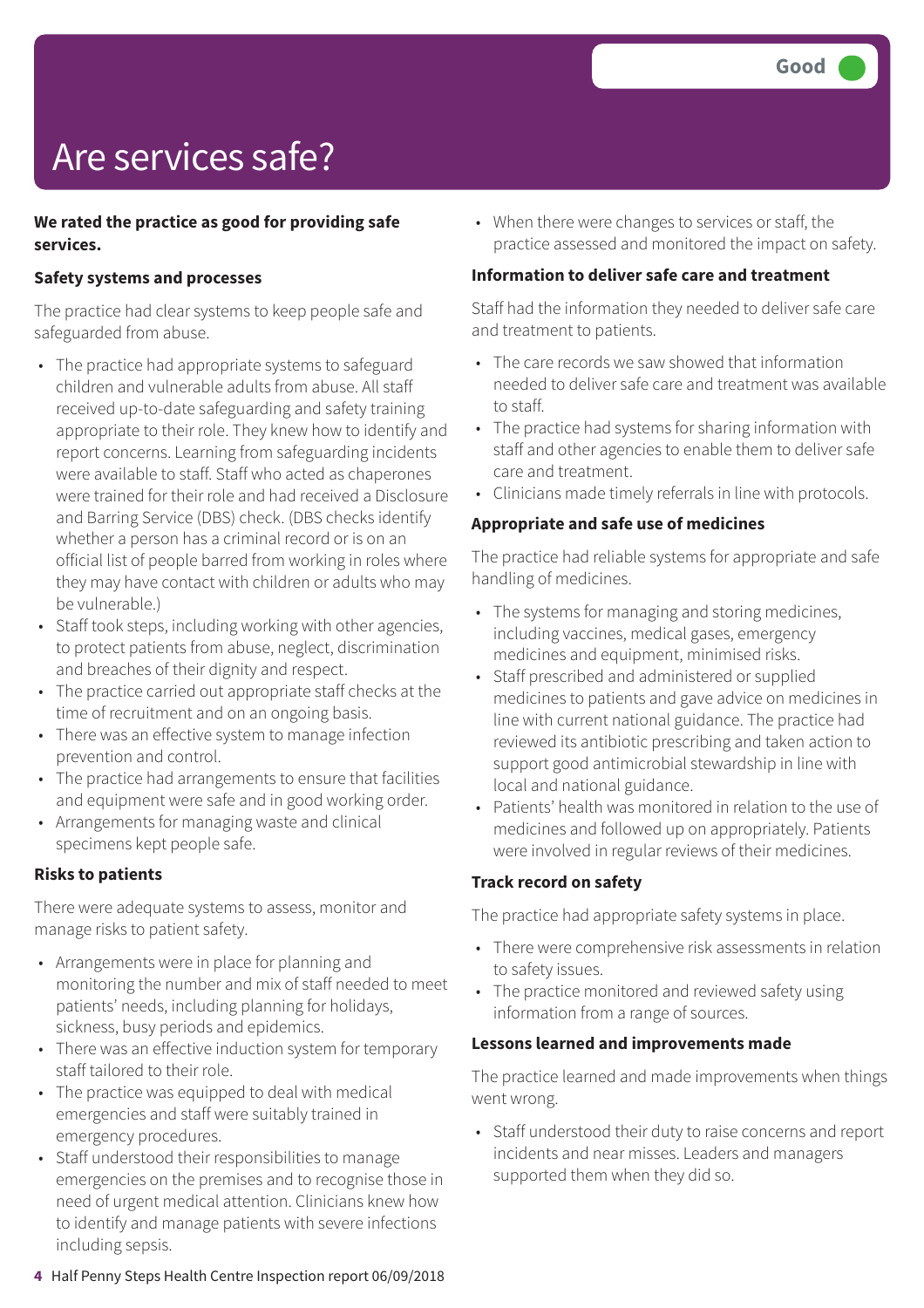Good

# Are services safe?

**We rated the practice as good for providing safe services.**

### Safety systems and processes

The practice had clear systems to keep people safe and safeguarded from abuse.

- The practice had appropriate systems to safeguard children and vulnerable adults from abuse. All staff received up-to-date safeguarding and safety training appropriate to their role. They knew how to identify and report concerns. Learning from safeguarding incidents were available to staff. Staff who acted as chaperones were trained for their role and had received a Disclosure and Barring Service (DBS) check. (DBS checks identify whether a person has a criminal record or is on an official list of people barred from working in roles where they may have contact with children or adults who may be vulnerable.)
- Staff took steps, including working with other agencies, to protect patients from abuse, neglect, discrimination and breaches of their dignity and respect.
- The practice carried out appropriate staff checks at the time of recruitment and on an ongoing basis.
- There was an effective system to manage infection prevention and control.
- The practice had arrangements to ensure that facilities and equipment were safe and in good working order.
- Arrangements for managing waste and clinical specimens kept people safe.

### Risks to patients

There were adequate systems to assess, monitor and manage risks to patient safety.

- Arrangements were in place for planning and monitoring the number and mix of staff needed to meet patients' needs, including planning for holidays, sickness, busy periods and epidemics.
- There was an effective induction system for temporary staff tailored to their role.
- The practice was equipped to deal with medical emergencies and staff were suitably trained in emergency procedures.
- Staff understood their responsibilities to manage emergencies on the premises and to recognise those in need of urgent medical attention. Clinicians knew how to identify and manage patients with severe infections including sepsis.
- When there were changes to services or staff, the practice assessed and monitored the impact on safety.

### Information to deliver safe care and treatment

Staff had the information they needed to deliver safe care and treatment to patients.

- The care records we saw showed that information needed to deliver safe care and treatment was available to staff.
- The practice had systems for sharing information with staff and other agencies to enable them to deliver safe care and treatment.
- Clinicians made timely referrals in line with protocols.

### Appropriate and safe use of medicines

The practice had reliable systems for appropriate and safe handling of medicines.

- The systems for managing and storing medicines, including vaccines, medical gases, emergency medicines and equipment, minimised risks.
- Staff prescribed and administered or supplied medicines to patients and gave advice on medicines in line with current national guidance. The practice had reviewed its antibiotic prescribing and taken action to support good antimicrobial stewardship in line with local and national guidance.
- Patients' health was monitored in relation to the use of medicines and followed up on appropriately. Patients were involved in regular reviews of their medicines.

### Track record on safety

The practice had appropriate safety systems in place.

- There were comprehensive risk assessments in relation to safety issues.
- The practice monitored and reviewed safety using information from a range of sources.

### Lessons learned and improvements made

The practice learned and made improvements when things went wrong.

- Staff understood their duty to raise concerns and report incidents and near misses. Leaders and managers supported them when they did so.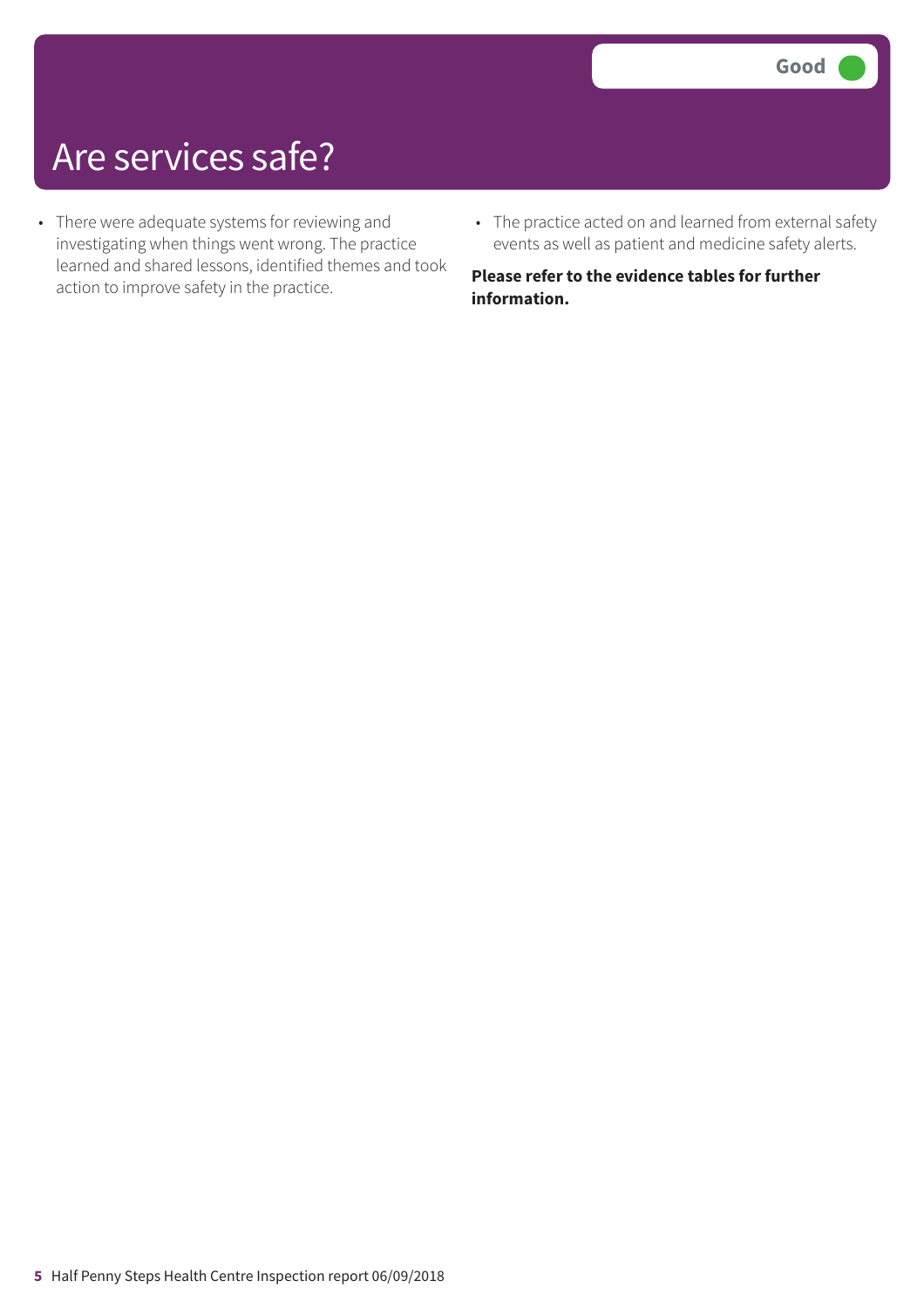# Are services safe?

Good

- There were adequate systems for reviewing and investigating when things went wrong. The practice learned and shared lessons, identified themes and took action to improve safety in the practice.
- The practice acted on and learned from external safety events as well as patient and medicine safety alerts.

**Please refer to the evidence tables for further information.**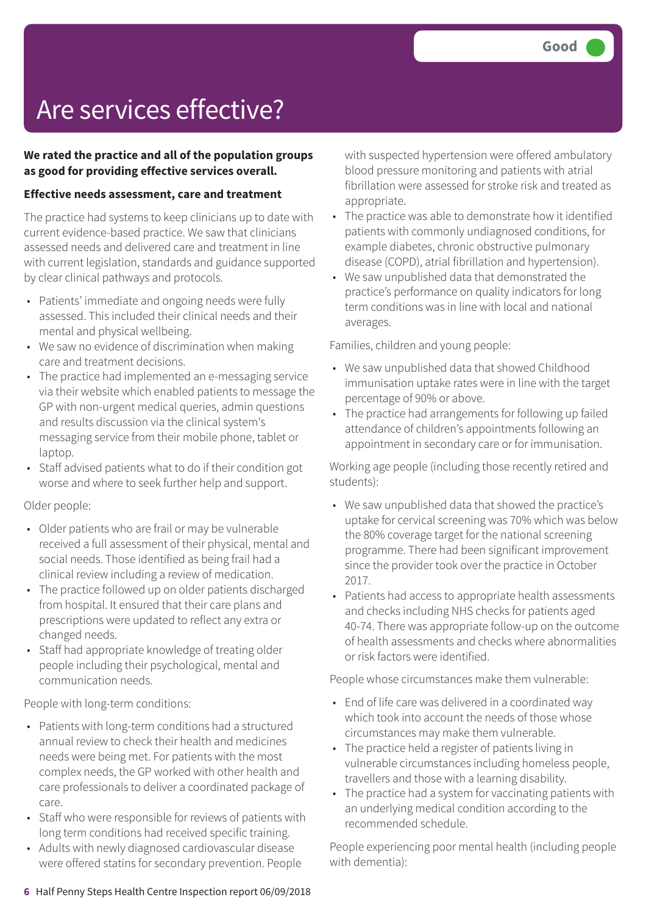Good

# Are services effective?

**We rated the practice and all of the population groups as good for providing effective services overall.**

**Effective needs assessment, care and treatment**

The practice had systems to keep clinicians up to date with current evidence-based practice. We saw that clinicians assessed needs and delivered care and treatment in line with current legislation, standards and guidance supported by clear clinical pathways and protocols.

- Patients' immediate and ongoing needs were fully assessed. This included their clinical needs and their mental and physical wellbeing.
- We saw no evidence of discrimination when making care and treatment decisions.
- The practice had implemented an e-messaging service via their website which enabled patients to message the GP with non-urgent medical queries, admin questions and results discussion via the clinical system's messaging service from their mobile phone, tablet or laptop.
- Staff advised patients what to do if their condition got worse and where to seek further help and support.

Older people:

- Older patients who are frail or may be vulnerable received a full assessment of their physical, mental and social needs. Those identified as being frail had a clinical review including a review of medication.
- The practice followed up on older patients discharged from hospital. It ensured that their care plans and prescriptions were updated to reflect any extra or changed needs.
- Staff had appropriate knowledge of treating older people including their psychological, mental and communication needs.

People with long-term conditions:

- Patients with long-term conditions had a structured annual review to check their health and medicines needs were being met. For patients with the most complex needs, the GP worked with other health and care professionals to deliver a coordinated package of care.
- Staff who were responsible for reviews of patients with long term conditions had received specific training.
- Adults with newly diagnosed cardiovascular disease were offered statins for secondary prevention. People with suspected hypertension were offered ambulatory blood pressure monitoring and patients with atrial fibrillation were assessed for stroke risk and treated as appropriate.
- The practice was able to demonstrate how it identified patients with commonly undiagnosed conditions, for example diabetes, chronic obstructive pulmonary disease (COPD), atrial fibrillation and hypertension).
- We saw unpublished data that demonstrated the practice's performance on quality indicators for long term conditions was in line with local and national averages.

Families, children and young people:

- We saw unpublished data that showed Childhood immunisation uptake rates were in line with the target percentage of 90% or above.
- The practice had arrangements for following up failed attendance of children's appointments following an appointment in secondary care or for immunisation.

Working age people (including those recently retired and students):

- We saw unpublished data that showed the practice's uptake for cervical screening was 70% which was below the 80% coverage target for the national screening programme. There had been significant improvement since the provider took over the practice in October 2017.
- Patients had access to appropriate health assessments and checks including NHS checks for patients aged 40-74. There was appropriate follow-up on the outcome of health assessments and checks where abnormalities or risk factors were identified.

People whose circumstances make them vulnerable:

- End of life care was delivered in a coordinated way which took into account the needs of those whose circumstances may make them vulnerable.
- The practice held a register of patients living in vulnerable circumstances including homeless people, travellers and those with a learning disability.
- The practice had a system for vaccinating patients with an underlying medical condition according to the recommended schedule.

People experiencing poor mental health (including people with dementia):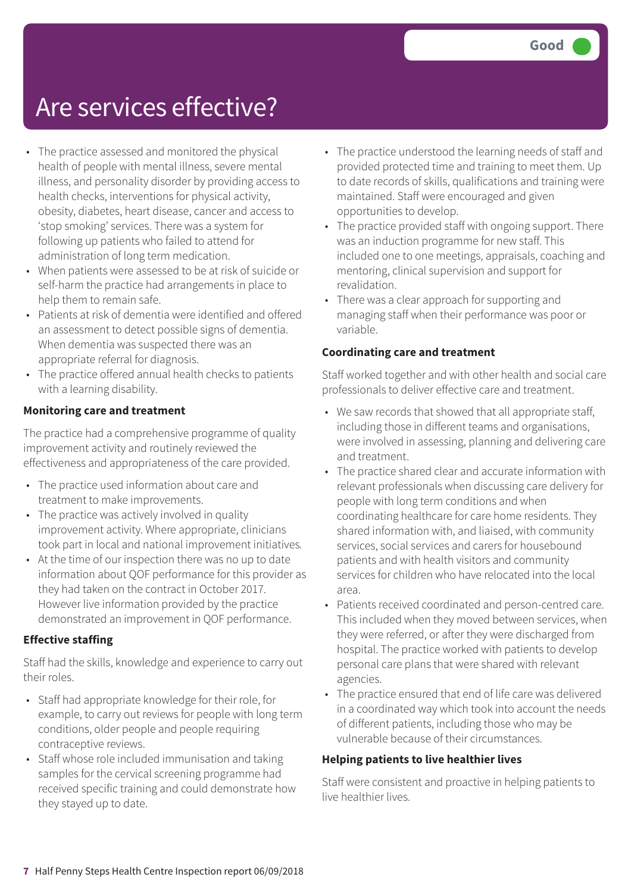# Are services effective?

Good

- The practice assessed and monitored the physical health of people with mental illness, severe mental illness, and personality disorder by providing access to health checks, interventions for physical activity, obesity, diabetes, heart disease, cancer and access to 'stop smoking' services. There was a system for following up patients who failed to attend for administration of long term medication.
- When patients were assessed to be at risk of suicide or self-harm the practice had arrangements in place to help them to remain safe.
- Patients at risk of dementia were identified and offered an assessment to detect possible signs of dementia. When dementia was suspected there was an appropriate referral for diagnosis.
- The practice offered annual health checks to patients with a learning disability.

**Monitoring care and treatment**

The practice had a comprehensive programme of quality improvement activity and routinely reviewed the effectiveness and appropriateness of the care provided.

- The practice used information about care and treatment to make improvements.
- The practice was actively involved in quality improvement activity. Where appropriate, clinicians took part in local and national improvement initiatives.
- At the time of our inspection there was no up to date information about QOF performance for this provider as they had taken on the contract in October 2017. However live information provided by the practice demonstrated an improvement in QOF performance.

**Effective staffing**

Staff had the skills, knowledge and experience to carry out their roles.

- Staff had appropriate knowledge for their role, for example, to carry out reviews for people with long term conditions, older people and people requiring contraceptive reviews.
- Staff whose role included immunisation and taking samples for the cervical screening programme had received specific training and could demonstrate how they stayed up to date.
- The practice understood the learning needs of staff and provided protected time and training to meet them. Up to date records of skills, qualifications and training were maintained. Staff were encouraged and given opportunities to develop.
- The practice provided staff with ongoing support. There was an induction programme for new staff. This included one to one meetings, appraisals, coaching and mentoring, clinical supervision and support for revalidation.
- There was a clear approach for supporting and managing staff when their performance was poor or variable.

**Coordinating care and treatment**

Staff worked together and with other health and social care professionals to deliver effective care and treatment.

- We saw records that showed that all appropriate staff, including those in different teams and organisations, were involved in assessing, planning and delivering care and treatment.
- The practice shared clear and accurate information with relevant professionals when discussing care delivery for people with long term conditions and when coordinating healthcare for care home residents. They shared information with, and liaised, with community services, social services and carers for housebound patients and with health visitors and community services for children who have relocated into the local area.
- Patients received coordinated and person-centred care. This included when they moved between services, when they were referred, or after they were discharged from hospital. The practice worked with patients to develop personal care plans that were shared with relevant agencies.
- The practice ensured that end of life care was delivered in a coordinated way which took into account the needs of different patients, including those who may be vulnerable because of their circumstances.

**Helping patients to live healthier lives**

Staff were consistent and proactive in helping patients to live healthier lives.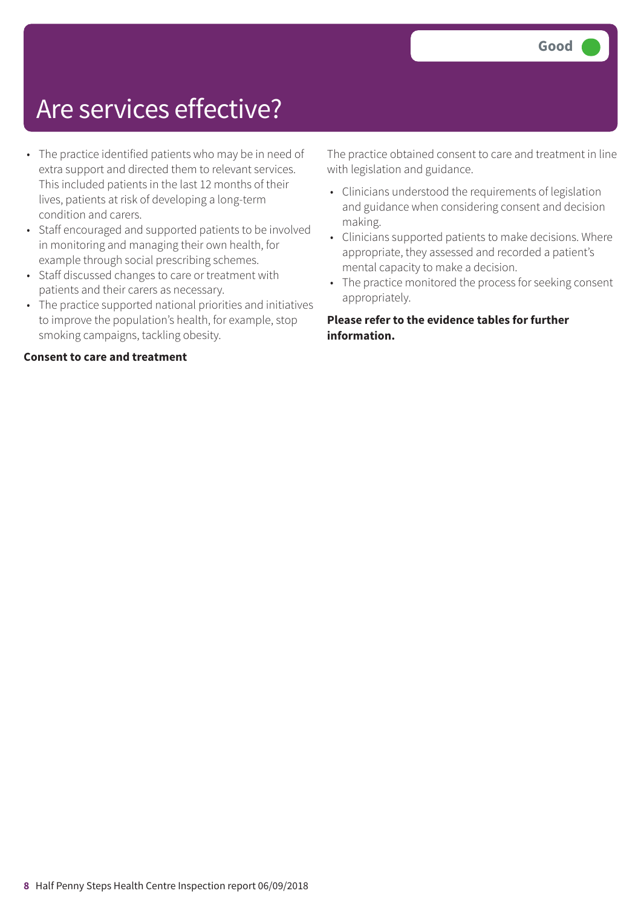# Are services effective?

Good

- The practice identified patients who may be in need of extra support and directed them to relevant services. This included patients in the last 12 months of their lives, patients at risk of developing a long-term condition and carers.
- Staff encouraged and supported patients to be involved in monitoring and managing their own health, for example through social prescribing schemes.
- Staff discussed changes to care or treatment with patients and their carers as necessary.
- The practice supported national priorities and initiatives to improve the population's health, for example, stop smoking campaigns, tackling obesity.

**Consent to care and treatment**

The practice obtained consent to care and treatment in line with legislation and guidance.

- Clinicians understood the requirements of legislation and guidance when considering consent and decision making.
- Clinicians supported patients to make decisions. Where appropriate, they assessed and recorded a patient's mental capacity to make a decision.
- The practice monitored the process for seeking consent appropriately.

**Please refer to the evidence tables for further information.**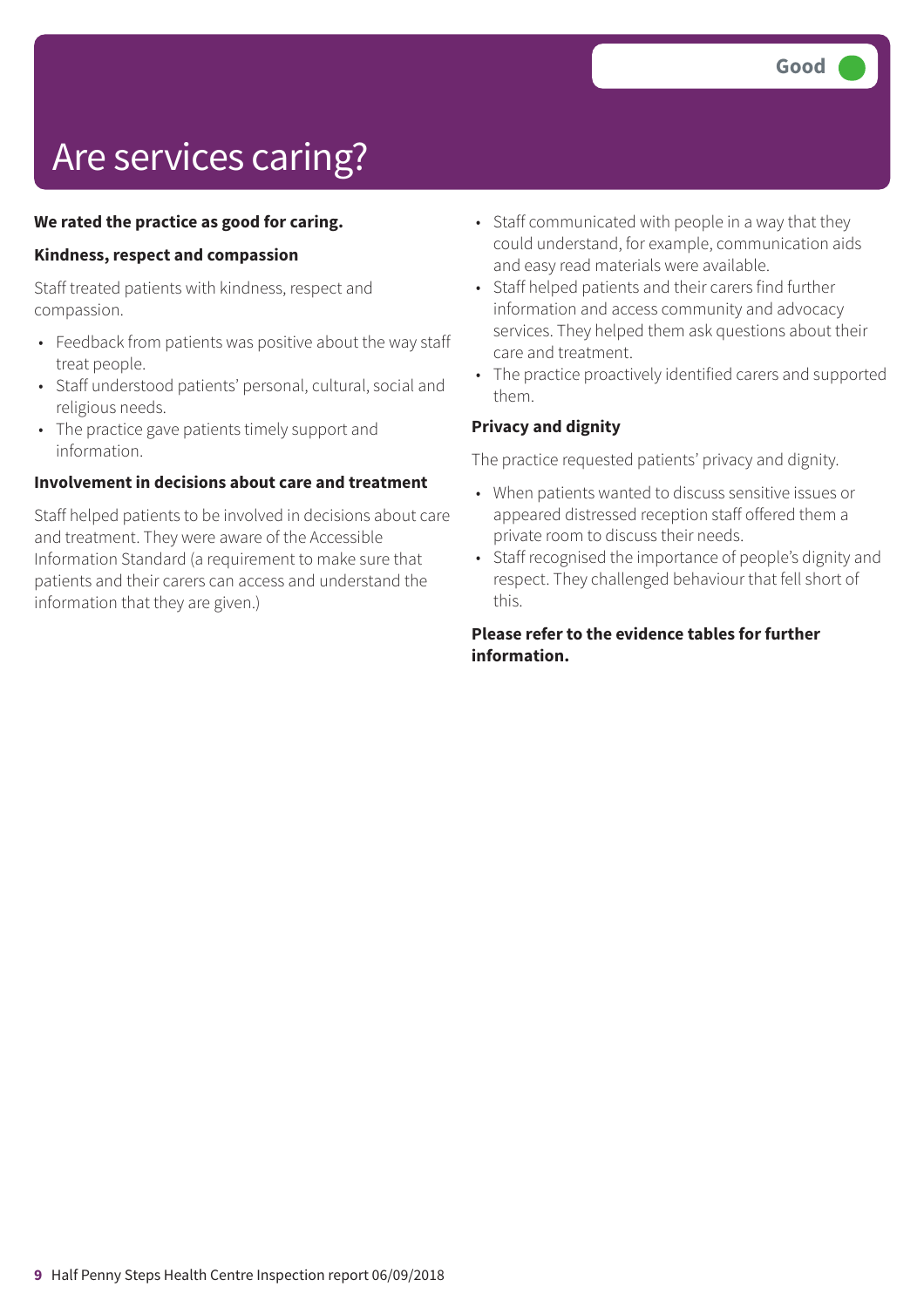# Are services caring?

Good

**We rated the practice as good for caring.**

**Kindness, respect and compassion**

Staff treated patients with kindness, respect and compassion.

- Feedback from patients was positive about the way staff treat people.
- Staff understood patients' personal, cultural, social and religious needs.
- The practice gave patients timely support and information.

**Involvement in decisions about care and treatment**

Staff helped patients to be involved in decisions about care and treatment. They were aware of the Accessible Information Standard (a requirement to make sure that patients and their carers can access and understand the information that they are given.)

- Staff communicated with people in a way that they could understand, for example, communication aids and easy read materials were available.
- Staff helped patients and their carers find further information and access community and advocacy services. They helped them ask questions about their care and treatment.
- The practice proactively identified carers and supported them.

**Privacy and dignity**

The practice requested patients' privacy and dignity.

- When patients wanted to discuss sensitive issues or appeared distressed reception staff offered them a private room to discuss their needs.
- Staff recognised the importance of people's dignity and respect. They challenged behaviour that fell short of this.

**Please refer to the evidence tables for further information.**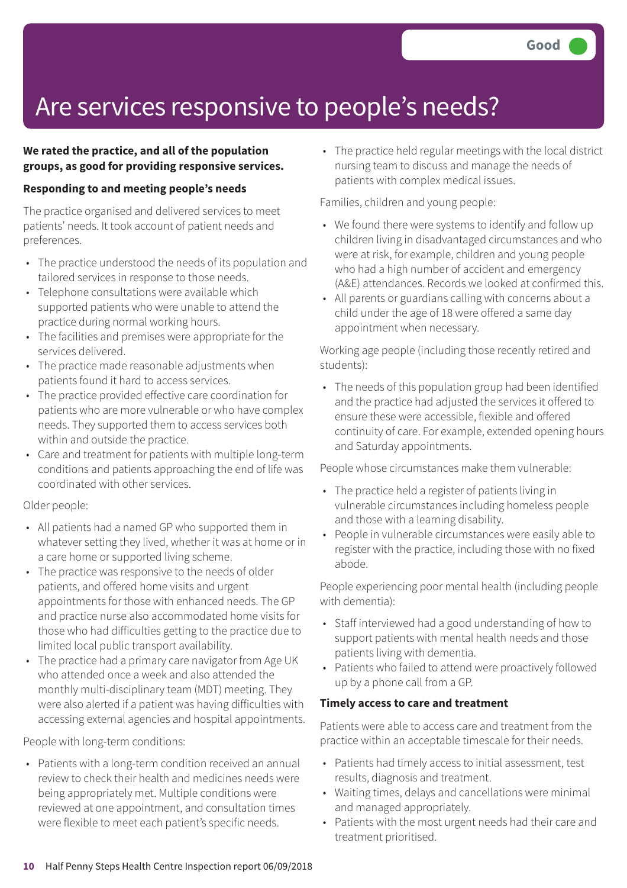Good

# Are services responsive to people's needs?

**We rated the practice, and all of the population groups, as good for providing responsive services.**

**Responding to and meeting people's needs**

The practice organised and delivered services to meet patients' needs. It took account of patient needs and preferences.

- The practice understood the needs of its population and tailored services in response to those needs.
- Telephone consultations were available which supported patients who were unable to attend the practice during normal working hours.
- The facilities and premises were appropriate for the services delivered.
- The practice made reasonable adjustments when patients found it hard to access services.
- The practice provided effective care coordination for patients who are more vulnerable or who have complex needs. They supported them to access services both within and outside the practice.
- Care and treatment for patients with multiple long-term conditions and patients approaching the end of life was coordinated with other services.

Older people:

- All patients had a named GP who supported them in whatever setting they lived, whether it was at home or in a care home or supported living scheme.
- The practice was responsive to the needs of older patients, and offered home visits and urgent appointments for those with enhanced needs. The GP and practice nurse also accommodated home visits for those who had difficulties getting to the practice due to limited local public transport availability.
- The practice had a primary care navigator from Age UK who attended once a week and also attended the monthly multi-disciplinary team (MDT) meeting. They were also alerted if a patient was having difficulties with accessing external agencies and hospital appointments.

People with long-term conditions:

- Patients with a long-term condition received an annual review to check their health and medicines needs were being appropriately met. Multiple conditions were reviewed at one appointment, and consultation times were flexible to meet each patient's specific needs.
- The practice held regular meetings with the local district nursing team to discuss and manage the needs of patients with complex medical issues.

Families, children and young people:

- We found there were systems to identify and follow up children living in disadvantaged circumstances and who were at risk, for example, children and young people who had a high number of accident and emergency (A&E) attendances. Records we looked at confirmed this.
- All parents or guardians calling with concerns about a child under the age of 18 were offered a same day appointment when necessary.

Working age people (including those recently retired and students):

- The needs of this population group had been identified and the practice had adjusted the services it offered to ensure these were accessible, flexible and offered continuity of care. For example, extended opening hours and Saturday appointments.

People whose circumstances make them vulnerable:

- The practice held a register of patients living in vulnerable circumstances including homeless people and those with a learning disability.
- People in vulnerable circumstances were easily able to register with the practice, including those with no fixed abode.

People experiencing poor mental health (including people with dementia):

- Staff interviewed had a good understanding of how to support patients with mental health needs and those patients living with dementia.
- Patients who failed to attend were proactively followed up by a phone call from a GP.

**Timely access to care and treatment**

Patients were able to access care and treatment from the practice within an acceptable timescale for their needs.

- Patients had timely access to initial assessment, test results, diagnosis and treatment.
- Waiting times, delays and cancellations were minimal and managed appropriately.
- Patients with the most urgent needs had their care and treatment prioritised.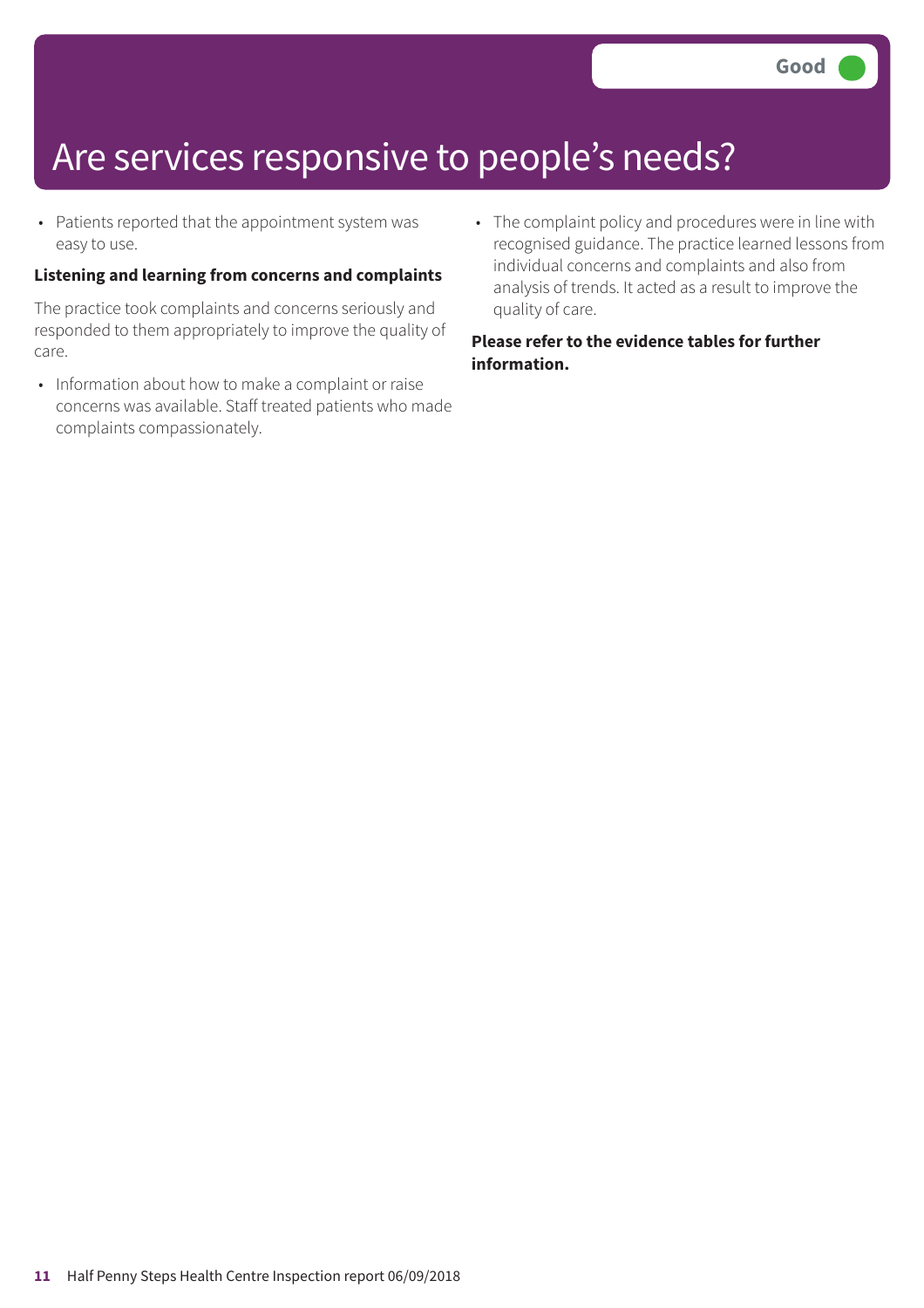Good

# Are services responsive to people's needs?

- Patients reported that the appointment system was easy to use.

**Listening and learning from concerns and complaints**

The practice took complaints and concerns seriously and responded to them appropriately to improve the quality of care.

- Information about how to make a complaint or raise concerns was available. Staff treated patients who made complaints compassionately.
- The complaint policy and procedures were in line with recognised guidance. The practice learned lessons from individual concerns and complaints and also from analysis of trends. It acted as a result to improve the quality of care.

**Please refer to the evidence tables for further information.**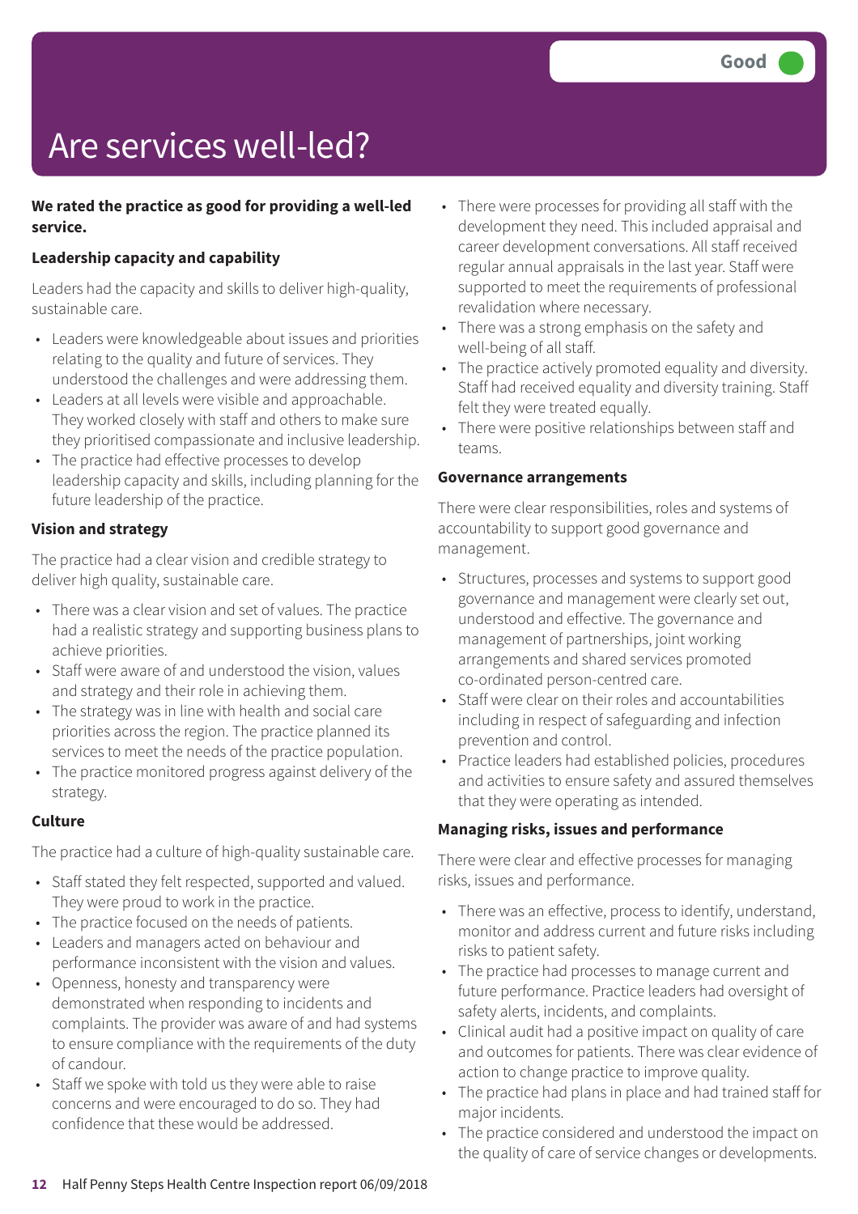# Are services well-led?

Good

**We rated the practice as good for providing a well-led service.**

### Leadership capacity and capability

Leaders had the capacity and skills to deliver high-quality, sustainable care.

- Leaders were knowledgeable about issues and priorities relating to the quality and future of services. They understood the challenges and were addressing them.
- Leaders at all levels were visible and approachable. They worked closely with staff and others to make sure they prioritised compassionate and inclusive leadership.
- The practice had effective processes to develop leadership capacity and skills, including planning for the future leadership of the practice.

### Vision and strategy

The practice had a clear vision and credible strategy to deliver high quality, sustainable care.

- There was a clear vision and set of values. The practice had a realistic strategy and supporting business plans to achieve priorities.
- Staff were aware of and understood the vision, values and strategy and their role in achieving them.
- The strategy was in line with health and social care priorities across the region. The practice planned its services to meet the needs of the practice population.
- The practice monitored progress against delivery of the strategy.

### Culture

The practice had a culture of high-quality sustainable care.

- Staff stated they felt respected, supported and valued. They were proud to work in the practice.
- The practice focused on the needs of patients.
- Leaders and managers acted on behaviour and performance inconsistent with the vision and values.
- Openness, honesty and transparency were demonstrated when responding to incidents and complaints. The provider was aware of and had systems to ensure compliance with the requirements of the duty of candour.
- Staff we spoke with told us they were able to raise concerns and were encouraged to do so. They had confidence that these would be addressed.
- There were processes for providing all staff with the development they need. This included appraisal and career development conversations. All staff received regular annual appraisals in the last year. Staff were supported to meet the requirements of professional revalidation where necessary.
- There was a strong emphasis on the safety and well-being of all staff.
- The practice actively promoted equality and diversity. Staff had received equality and diversity training. Staff felt they were treated equally.
- There were positive relationships between staff and teams.

### Governance arrangements

There were clear responsibilities, roles and systems of accountability to support good governance and management.

- Structures, processes and systems to support good governance and management were clearly set out, understood and effective. The governance and management of partnerships, joint working arrangements and shared services promoted co-ordinated person-centred care.
- Staff were clear on their roles and accountabilities including in respect of safeguarding and infection prevention and control.
- Practice leaders had established policies, procedures and activities to ensure safety and assured themselves that they were operating as intended.

### Managing risks, issues and performance

There were clear and effective processes for managing risks, issues and performance.

- There was an effective, process to identify, understand, monitor and address current and future risks including risks to patient safety.
- The practice had processes to manage current and future performance. Practice leaders had oversight of safety alerts, incidents, and complaints.
- Clinical audit had a positive impact on quality of care and outcomes for patients. There was clear evidence of action to change practice to improve quality.
- The practice had plans in place and had trained staff for major incidents.
- The practice considered and understood the impact on the quality of care of service changes or developments.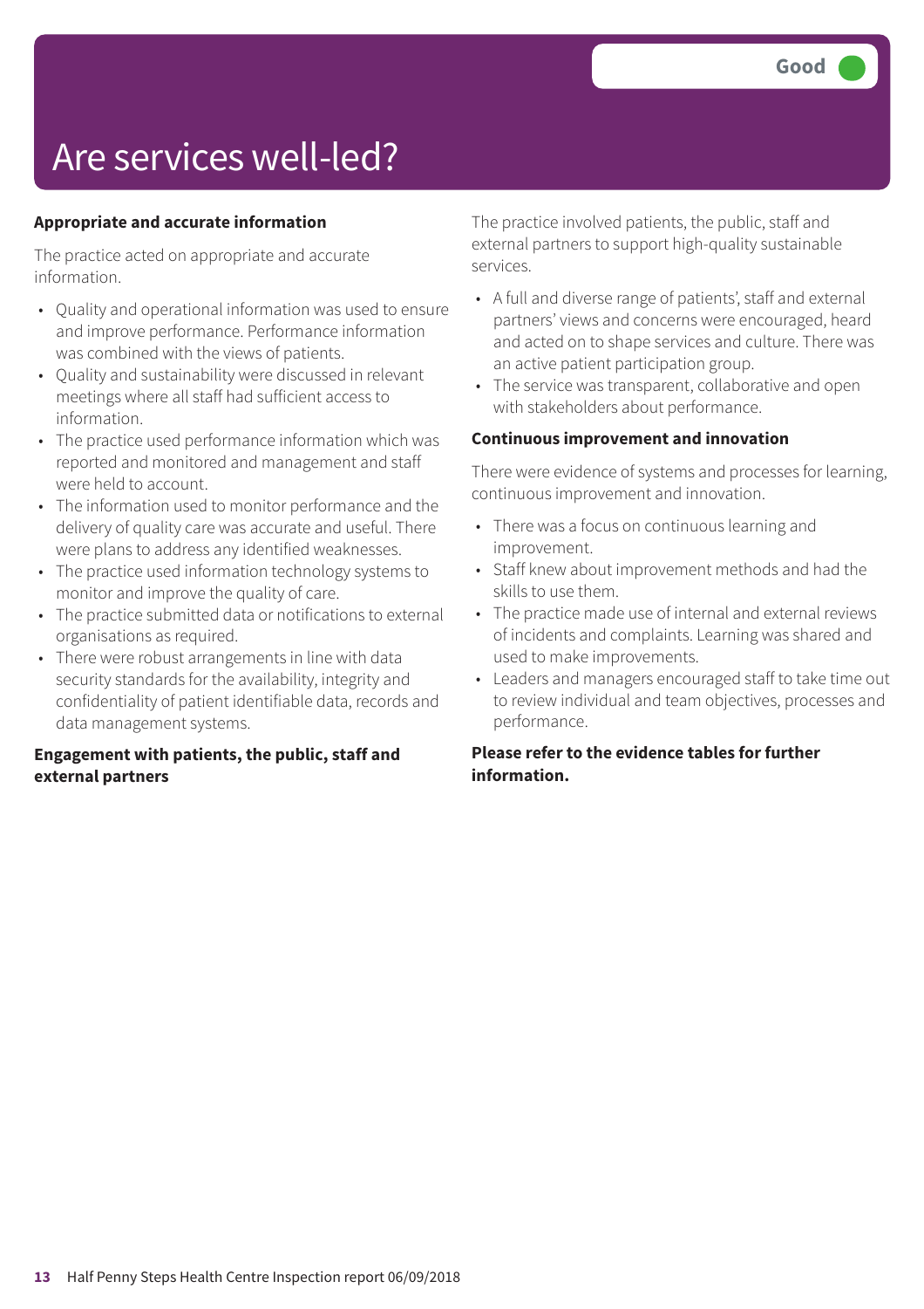# Are services well-led?

Good

**Appropriate and accurate information**

The practice acted on appropriate and accurate information.

- Quality and operational information was used to ensure and improve performance. Performance information was combined with the views of patients.
- Quality and sustainability were discussed in relevant meetings where all staff had sufficient access to information.
- The practice used performance information which was reported and monitored and management and staff were held to account.
- The information used to monitor performance and the delivery of quality care was accurate and useful. There were plans to address any identified weaknesses.
- The practice used information technology systems to monitor and improve the quality of care.
- The practice submitted data or notifications to external organisations as required.
- There were robust arrangements in line with data security standards for the availability, integrity and confidentiality of patient identifiable data, records and data management systems.

**Engagement with patients, the public, staff and external partners**

The practice involved patients, the public, staff and external partners to support high-quality sustainable services.

- A full and diverse range of patients', staff and external partners' views and concerns were encouraged, heard and acted on to shape services and culture. There was an active patient participation group.
- The service was transparent, collaborative and open with stakeholders about performance.

**Continuous improvement and innovation**

There were evidence of systems and processes for learning, continuous improvement and innovation.

- There was a focus on continuous learning and improvement.
- Staff knew about improvement methods and had the skills to use them.
- The practice made use of internal and external reviews of incidents and complaints. Learning was shared and used to make improvements.
- Leaders and managers encouraged staff to take time out to review individual and team objectives, processes and performance.

**Please refer to the evidence tables for further information.**